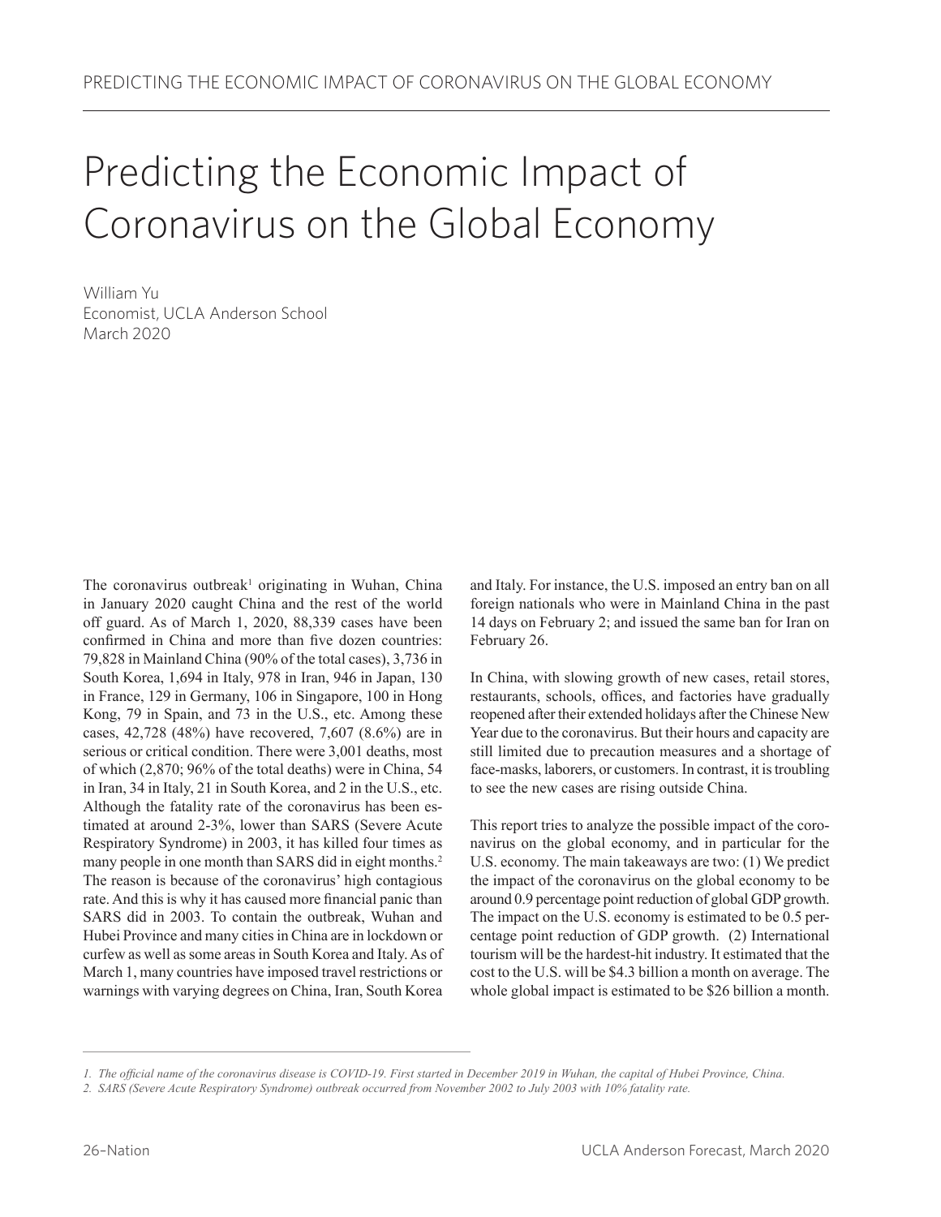# Predicting the Economic Impact of Coronavirus on the Global Economy

William Yu
Economist, UCLA Anderson School
March 2020

The coronavirus outbreak[1] originating in Wuhan, China in January 2020 caught China and the rest of the world off guard. As of March 1, 2020, 88,339 cases have been confirmed in China and more than five dozen countries: 79,828 in Mainland China (90% of the total cases), 3,736 in South Korea, 1,694 in Italy, 978 in Iran, 946 in Japan, 130 in France, 129 in Germany, 106 in Singapore, 100 in Hong Kong, 79 in Spain, and 73 in the U.S., etc. Among these cases, 42,728 (48%) have recovered, 7,607 (8.6%) are in serious or critical condition. There were 3,001 deaths, most of which (2,870; 96% of the total deaths) were in China, 54 in Iran, 34 in Italy, 21 in South Korea, and 2 in the U.S., etc. Although the fatality rate of the coronavirus has been estimated at around 2-3%, lower than SARS (Severe Acute Respiratory Syndrome) in 2003, it has killed four times as many people in one month than SARS did in eight months.[2] The reason is because of the coronavirus' high contagious rate. And this is why it has caused more financial panic than SARS did in 2003. To contain the outbreak, Wuhan and Hubei Province and many cities in China are in lockdown or curfew as well as some areas in South Korea and Italy. As of March 1, many countries have imposed travel restrictions or warnings with varying degrees on China, Iran, South Korea and Italy. For instance, the U.S. imposed an entry ban on all foreign nationals who were in Mainland China in the past 14 days on February 2; and issued the same ban for Iran on February 26.

In China, with slowing growth of new cases, retail stores, restaurants, schools, offices, and factories have gradually reopened after their extended holidays after the Chinese New Year due to the coronavirus. But their hours and capacity are still limited due to precaution measures and a shortage of face-masks, laborers, or customers. In contrast, it is troubling to see the new cases are rising outside China.

This report tries to analyze the possible impact of the coronavirus on the global economy, and in particular for the U.S. economy. The main takeaways are two: (1) We predict the impact of the coronavirus on the global economy to be around 0.9 percentage point reduction of global GDP growth. The impact on the U.S. economy is estimated to be 0.5 percentage point reduction of GDP growth. (2) International tourism will be the hardest-hit industry. It estimated that the cost to the U.S. will be \$4.3 billion a month on average. The whole global impact is estimated to be \$26 billion a month.

---

*1. The official name of the coronavirus disease is COVID-19. First started in December 2019 in Wuhan, the capital of Hubei Province, China.*

*2. SARS (Severe Acute Respiratory Syndrome) outbreak occurred from November 2002 to July 2003 with 10% fatality rate.*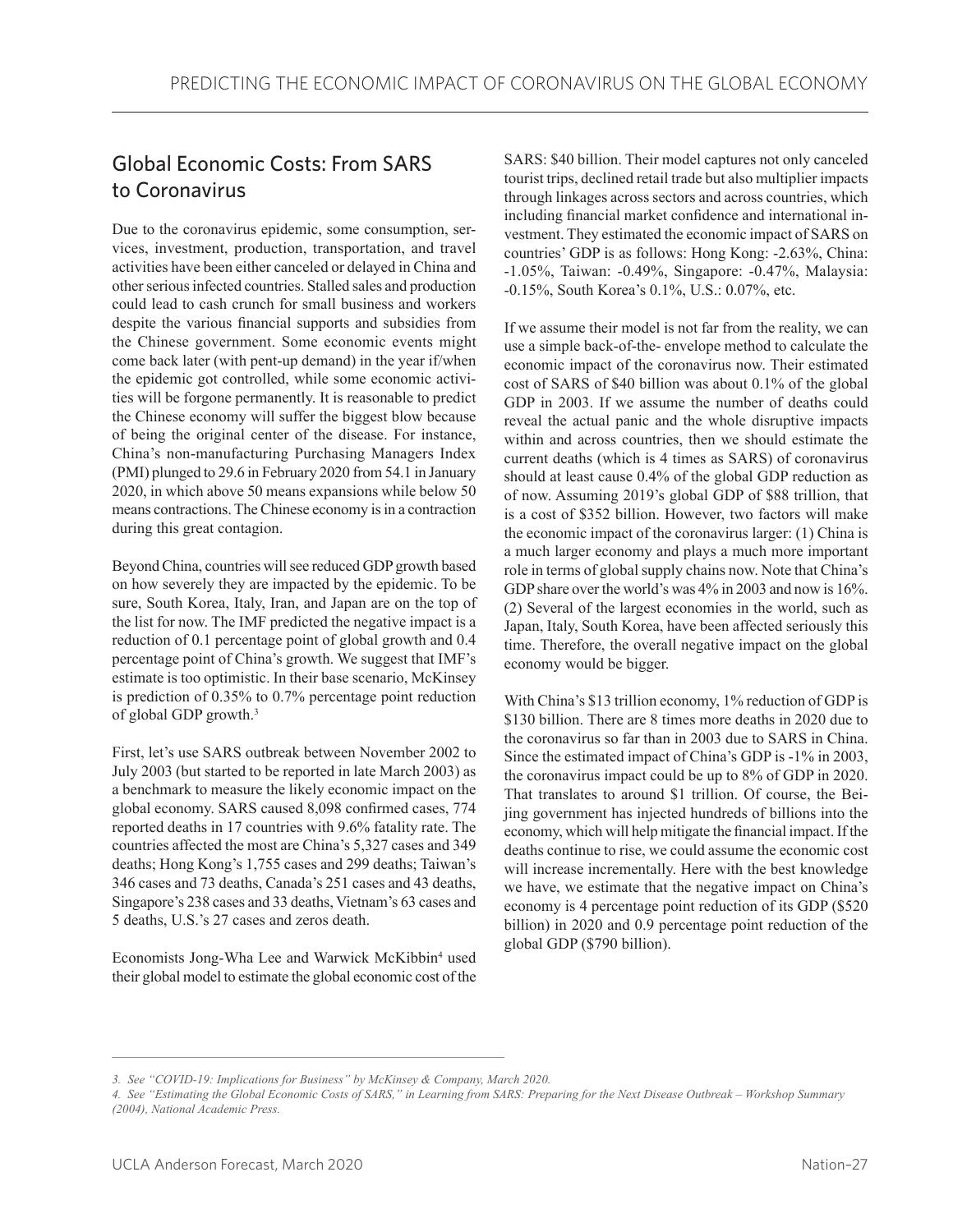## Global Economic Costs: From SARS to Coronavirus

Due to the coronavirus epidemic, some consumption, services, investment, production, transportation, and travel activities have been either canceled or delayed in China and other serious infected countries. Stalled sales and production could lead to cash crunch for small business and workers despite the various financial supports and subsidies from the Chinese government. Some economic events might come back later (with pent-up demand) in the year if/when the epidemic got controlled, while some economic activities will be forgone permanently. It is reasonable to predict the Chinese economy will suffer the biggest blow because of being the original center of the disease. For instance, China's non-manufacturing Purchasing Managers Index (PMI) plunged to 29.6 in February 2020 from 54.1 in January 2020, in which above 50 means expansions while below 50 means contractions. The Chinese economy is in a contraction during this great contagion.

Beyond China, countries will see reduced GDP growth based on how severely they are impacted by the epidemic. To be sure, South Korea, Italy, Iran, and Japan are on the top of the list for now. The IMF predicted the negative impact is a reduction of 0.1 percentage point of global growth and 0.4 percentage point of China's growth. We suggest that IMF's estimate is too optimistic. In their base scenario, McKinsey is prediction of 0.35% to 0.7% percentage point reduction of global GDP growth.[3]

First, let's use SARS outbreak between November 2002 to July 2003 (but started to be reported in late March 2003) as a benchmark to measure the likely economic impact on the global economy. SARS caused 8,098 confirmed cases, 774 reported deaths in 17 countries with 9.6% fatality rate. The countries affected the most are China's 5,327 cases and 349 deaths; Hong Kong's 1,755 cases and 299 deaths; Taiwan's 346 cases and 73 deaths, Canada's 251 cases and 43 deaths, Singapore's 238 cases and 33 deaths, Vietnam's 63 cases and 5 deaths, U.S.'s 27 cases and zeros death.

Economists Jong-Wha Lee and Warwick McKibbin[4] used their global model to estimate the global economic cost of the SARS: $40 billion. Their model captures not only canceled tourist trips, declined retail trade but also multiplier impacts through linkages across sectors and across countries, which including financial market confidence and international investment. They estimated the economic impact of SARS on countries' GDP is as follows: Hong Kong: -2.63%, China: -1.05%, Taiwan: -0.49%, Singapore: -0.47%, Malaysia: -0.15%, South Korea's 0.1%, U.S.: 0.07%, etc.

If we assume their model is not far from the reality, we can use a simple back-of-the- envelope method to calculate the economic impact of the coronavirus now. Their estimated cost of SARS of $40 billion was about 0.1% of the global GDP in 2003. If we assume the number of deaths could reveal the actual panic and the whole disruptive impacts within and across countries, then we should estimate the current deaths (which is 4 times as SARS) of coronavirus should at least cause 0.4% of the global GDP reduction as of now. Assuming 2019's global GDP of $88 trillion, that is a cost of $352 billion. However, two factors will make the economic impact of the coronavirus larger: (1) China is a much larger economy and plays a much more important role in terms of global supply chains now. Note that China's GDP share over the world's was 4% in 2003 and now is 16%. (2) Several of the largest economies in the world, such as Japan, Italy, South Korea, have been affected seriously this time. Therefore, the overall negative impact on the global economy would be bigger.

With China's $13 trillion economy, 1% reduction of GDP is $130 billion. There are 8 times more deaths in 2020 due to the coronavirus so far than in 2003 due to SARS in China. Since the estimated impact of China's GDP is -1% in 2003, the coronavirus impact could be up to 8% of GDP in 2020. That translates to around $1 trillion. Of course, the Beijing government has injected hundreds of billions into the economy, which will help mitigate the financial impact. If the deaths continue to rise, we could assume the economic cost will increase incrementally. Here with the best knowledge we have, we estimate that the negative impact on China's economy is 4 percentage point reduction of its GDP ($520 billion) in 2020 and 0.9 percentage point reduction of the global GDP ($790 billion).

---

*3. See "COVID-19: Implications for Business" by McKinsey & Company, March 2020.*

*4. See "Estimating the Global Economic Costs of SARS," in Learning from SARS: Preparing for the Next Disease Outbreak – Workshop Summary (2004), National Academic Press.*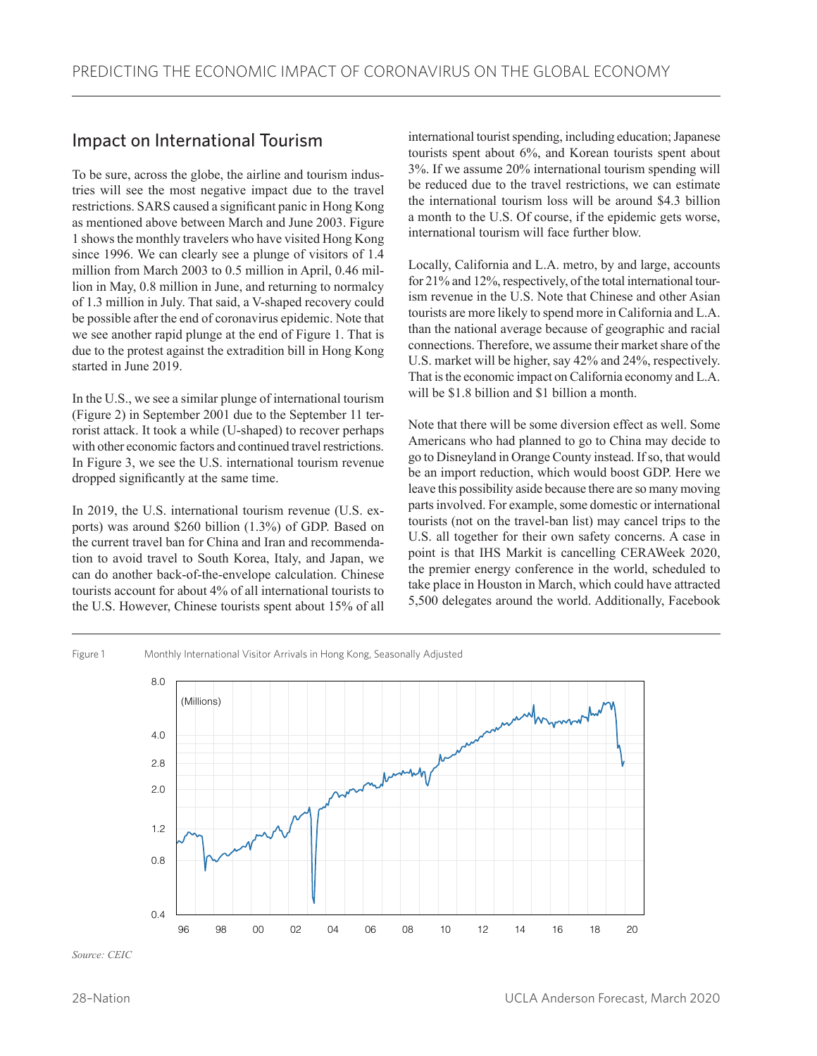## Impact on International Tourism

To be sure, across the globe, the airline and tourism industries will see the most negative impact due to the travel restrictions. SARS caused a significant panic in Hong Kong as mentioned above between March and June 2003. Figure 1 shows the monthly travelers who have visited Hong Kong since 1996. We can clearly see a plunge of visitors of 1.4 million from March 2003 to 0.5 million in April, 0.46 million in May, 0.8 million in June, and returning to normalcy of 1.3 million in July. That said, a V-shaped recovery could be possible after the end of coronavirus epidemic. Note that we see another rapid plunge at the end of Figure 1. That is due to the protest against the extradition bill in Hong Kong started in June 2019.

In the U.S., we see a similar plunge of international tourism (Figure 2) in September 2001 due to the September 11 terrorist attack. It took a while (U-shaped) to recover perhaps with other economic factors and continued travel restrictions. In Figure 3, we see the U.S. international tourism revenue dropped significantly at the same time.

In 2019, the U.S. international tourism revenue (U.S. exports) was around $260 billion (1.3%) of GDP. Based on the current travel ban for China and Iran and recommendation to avoid travel to South Korea, Italy, and Japan, we can do another back-of-the-envelope calculation. Chinese tourists account for about 4% of all international tourists to the U.S. However, Chinese tourists spent about 15% of all international tourist spending, including education; Japanese tourists spent about 6%, and Korean tourists spent about 3%. If we assume 20% international tourism spending will be reduced due to the travel restrictions, we can estimate the international tourism loss will be around $4.3 billion a month to the U.S. Of course, if the epidemic gets worse, international tourism will face further blow.

Locally, California and L.A. metro, by and large, accounts for 21% and 12%, respectively, of the total international tourism revenue in the U.S. Note that Chinese and other Asian tourists are more likely to spend more in California and L.A. than the national average because of geographic and racial connections. Therefore, we assume their market share of the U.S. market will be higher, say 42% and 24%, respectively. That is the economic impact on California economy and L.A. will be $1.8 billion and $1 billion a month.

Note that there will be some diversion effect as well. Some Americans who had planned to go to China may decide to go to Disneyland in Orange County instead. If so, that would be an import reduction, which would boost GDP. Here we leave this possibility aside because there are so many moving parts involved. For example, some domestic or international tourists (not on the travel-ban list) may cancel trips to the U.S. all together for their own safety concerns. A case in point is that IHS Markit is cancelling CERAWeek 2020, the premier energy conference in the world, scheduled to take place in Houston in March, which could have attracted 5,500 delegates around the world. Additionally, Facebook

Figure 1 Monthly International Visitor Arrivals in Hong Kong, Seasonally Adjusted

*Source: CEIC*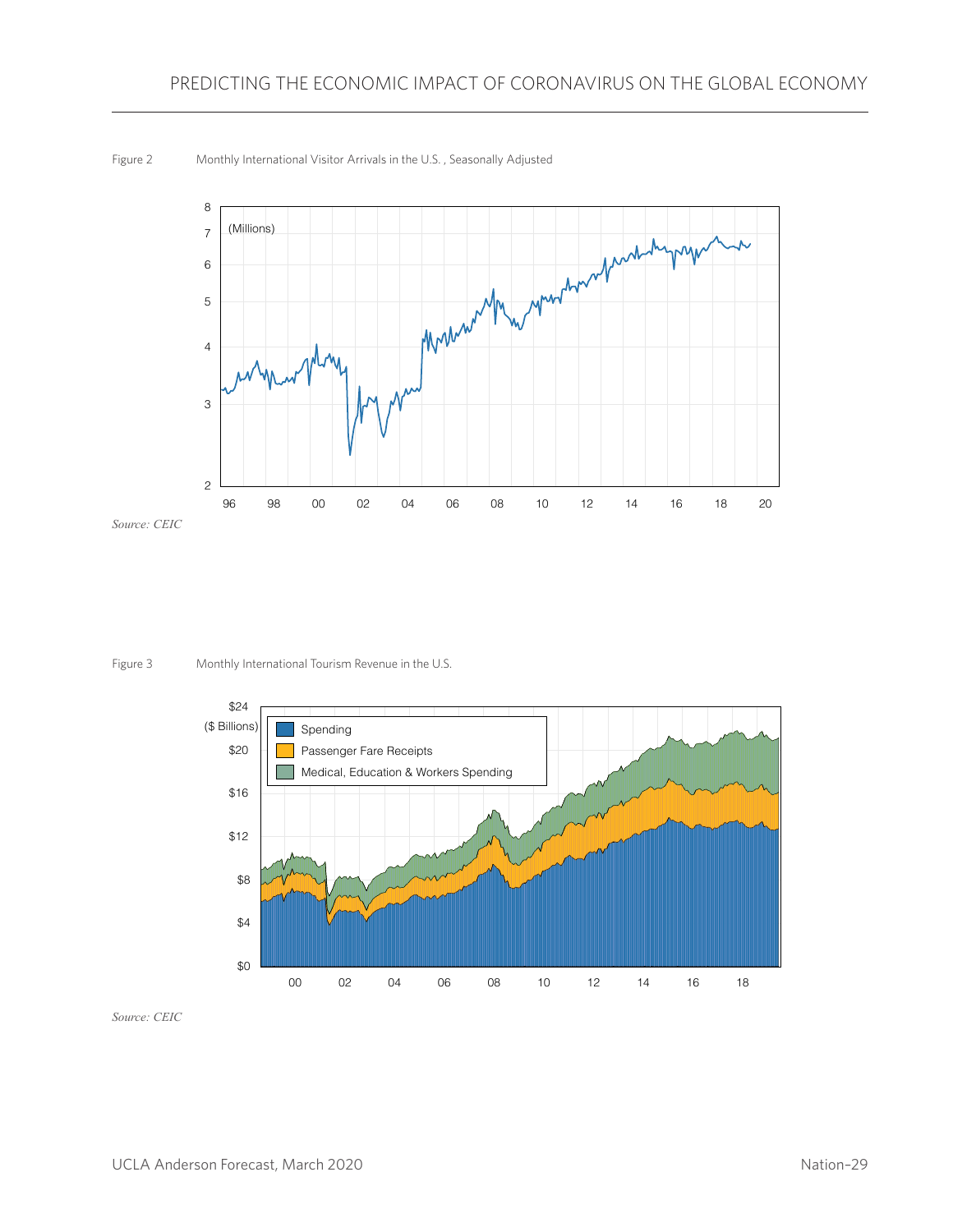Figure 2 Monthly International Visitor Arrivals in the U.S. , Seasonally Adjusted

*Source: CEIC*

Figure 3 Monthly International Tourism Revenue in the U.S.

*Source: CEIC*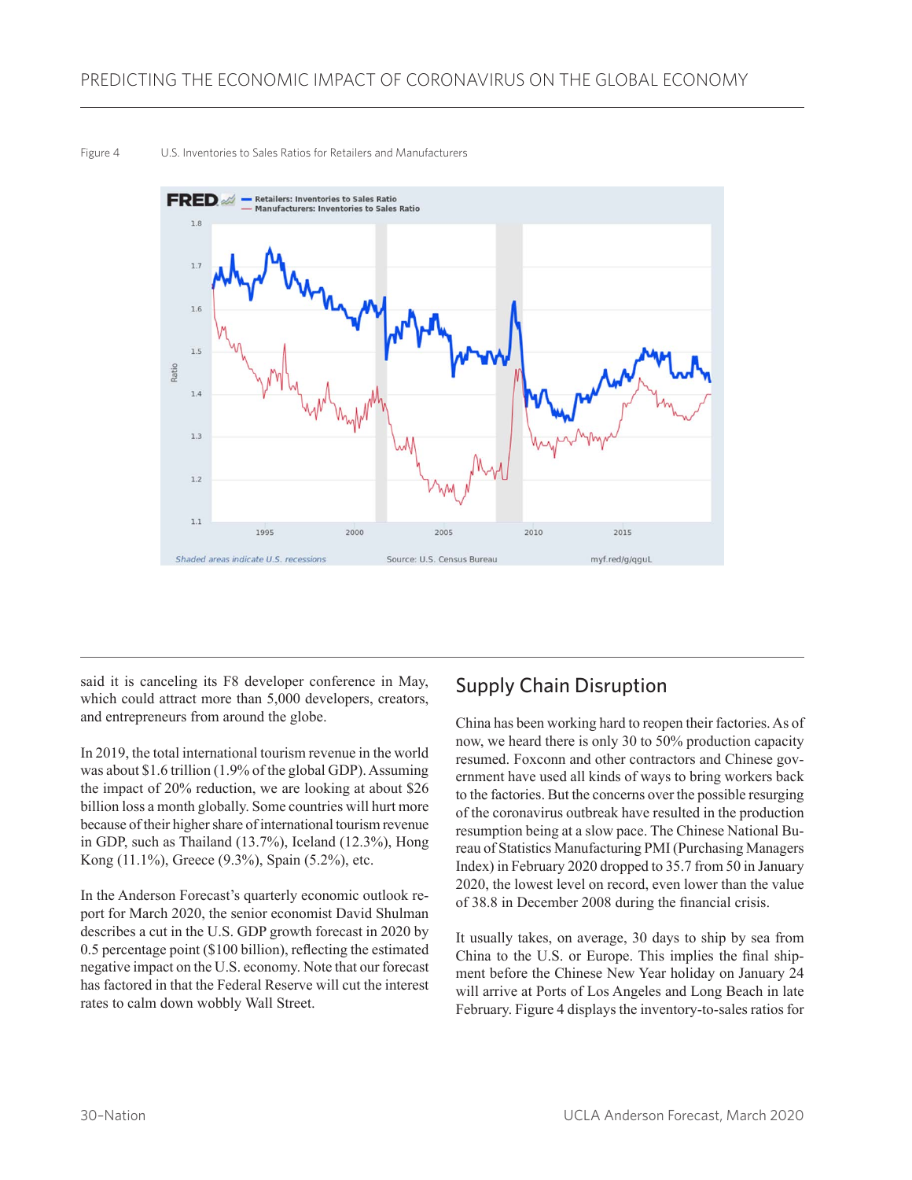Figure 4 U.S. Inventories to Sales Ratios for Retailers and Manufacturers

said it is canceling its F8 developer conference in May, which could attract more than 5,000 developers, creators, and entrepreneurs from around the globe.

In 2019, the total international tourism revenue in the world was about $1.6 trillion (1.9% of the global GDP). Assuming the impact of 20% reduction, we are looking at about $26 billion loss a month globally. Some countries will hurt more because of their higher share of international tourism revenue in GDP, such as Thailand (13.7%), Iceland (12.3%), Hong Kong (11.1%), Greece (9.3%), Spain (5.2%), etc.

In the Anderson Forecast's quarterly economic outlook report for March 2020, the senior economist David Shulman describes a cut in the U.S. GDP growth forecast in 2020 by 0.5 percentage point ($100 billion), reflecting the estimated negative impact on the U.S. economy. Note that our forecast has factored in that the Federal Reserve will cut the interest rates to calm down wobbly Wall Street.

## Supply Chain Disruption

China has been working hard to reopen their factories. As of now, we heard there is only 30 to 50% production capacity resumed. Foxconn and other contractors and Chinese government have used all kinds of ways to bring workers back to the factories. But the concerns over the possible resurging of the coronavirus outbreak have resulted in the production resumption being at a slow pace. The Chinese National Bureau of Statistics Manufacturing PMI (Purchasing Managers Index) in February 2020 dropped to 35.7 from 50 in January 2020, the lowest level on record, even lower than the value of 38.8 in December 2008 during the financial crisis.

It usually takes, on average, 30 days to ship by sea from China to the U.S. or Europe. This implies the final shipment before the Chinese New Year holiday on January 24 will arrive at Ports of Los Angeles and Long Beach in late February. Figure 4 displays the inventory-to-sales ratios for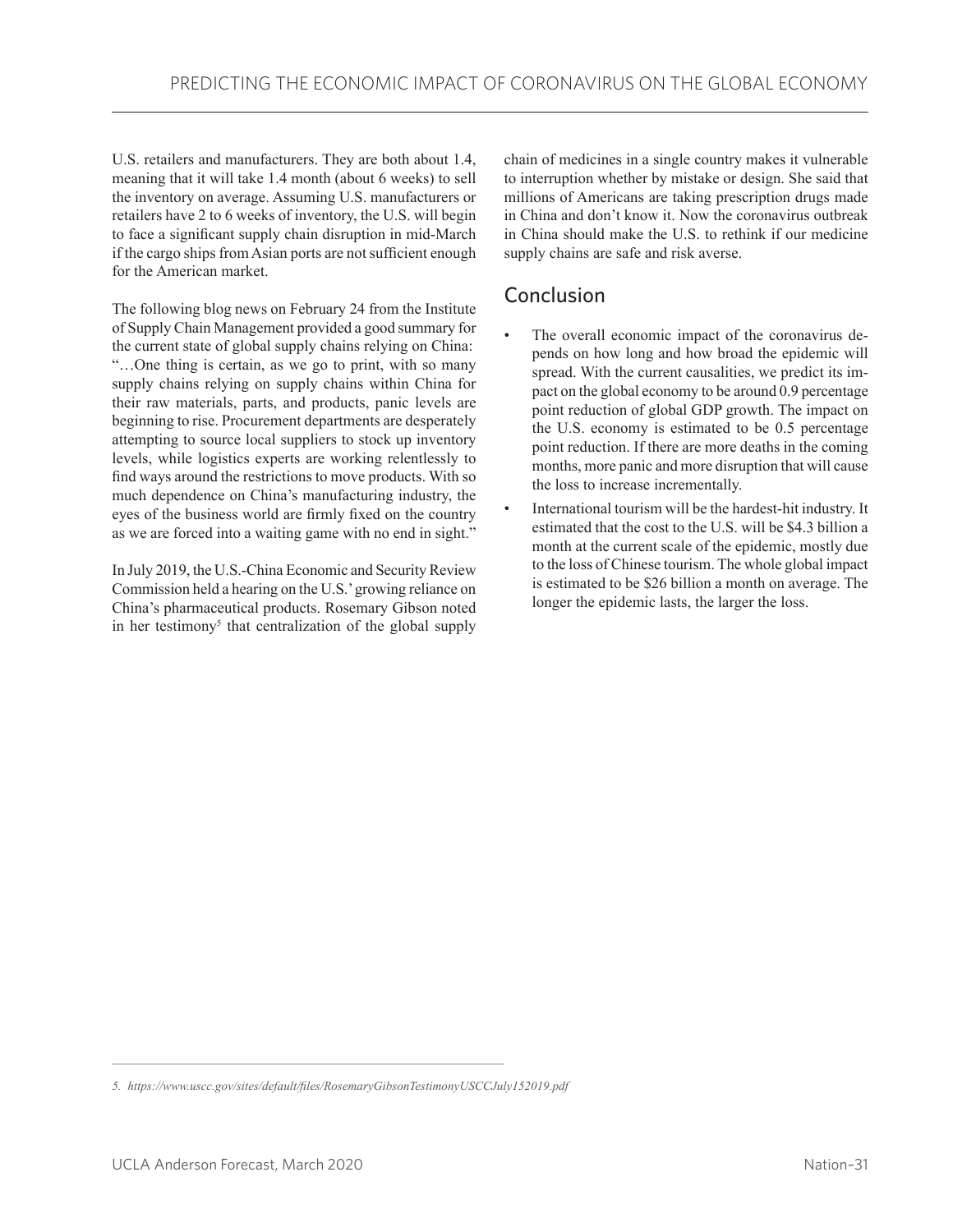U.S. retailers and manufacturers. They are both about 1.4, meaning that it will take 1.4 month (about 6 weeks) to sell the inventory on average. Assuming U.S. manufacturers or retailers have 2 to 6 weeks of inventory, the U.S. will begin to face a significant supply chain disruption in mid-March if the cargo ships from Asian ports are not sufficient enough for the American market.

The following blog news on February 24 from the Institute of Supply Chain Management provided a good summary for the current state of global supply chains relying on China: "…One thing is certain, as we go to print, with so many supply chains relying on supply chains within China for their raw materials, parts, and products, panic levels are beginning to rise. Procurement departments are desperately attempting to source local suppliers to stock up inventory levels, while logistics experts are working relentlessly to find ways around the restrictions to move products. With so much dependence on China's manufacturing industry, the eyes of the business world are firmly fixed on the country as we are forced into a waiting game with no end in sight."

In July 2019, the U.S.-China Economic and Security Review Commission held a hearing on the U.S.' growing reliance on China's pharmaceutical products. Rosemary Gibson noted in her testimony[5] that centralization of the global supply chain of medicines in a single country makes it vulnerable to interruption whether by mistake or design. She said that millions of Americans are taking prescription drugs made in China and don't know it. Now the coronavirus outbreak in China should make the U.S. to rethink if our medicine supply chains are safe and risk averse.

## Conclusion

- The overall economic impact of the coronavirus depends on how long and how broad the epidemic will spread. With the current causalities, we predict its impact on the global economy to be around 0.9 percentage point reduction of global GDP growth. The impact on the U.S. economy is estimated to be 0.5 percentage point reduction. If there are more deaths in the coming months, more panic and more disruption that will cause the loss to increase incrementally.
- International tourism will be the hardest-hit industry. It estimated that the cost to the U.S. will be $4.3 billion a month at the current scale of the epidemic, mostly due to the loss of Chinese tourism. The whole global impact is estimated to be $26 billion a month on average. The longer the epidemic lasts, the larger the loss.

---

*5. https://www.uscc.gov/sites/default/files/RosemaryGibsonTestimonyUSCCJuly152019.pdf*